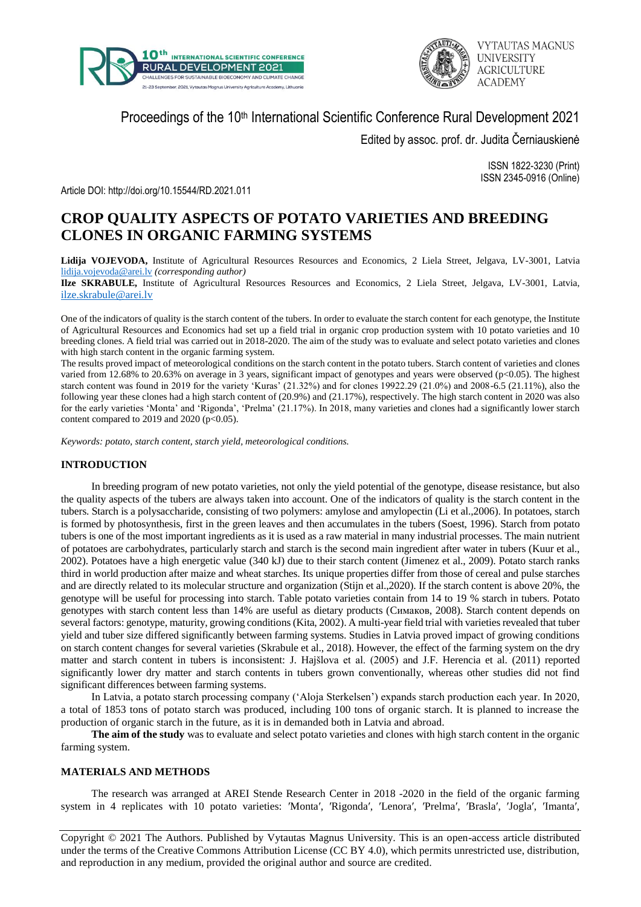Proceedings of the 10th International Scientific Conference Rural Development 2021

Edited by assoc. prof. dr. Judita Černiauskienė

ISSN 1822-3230 (Print)
ISSN 2345-0916 (Online)

Article DOI: http://doi.org/10.15544/RD.2021.011

# CROP QUALITY ASPECTS OF POTATO VARIETIES AND BREEDING CLONES IN ORGANIC FARMING SYSTEMS

**Lidija VOJEVODA,** Institute of Agricultural Resources Resources and Economics, 2 Liela Street, Jelgava, LV-3001, Latvia lidija.vojevoda@arei.lv *(corresponding author)*

**Ilze SKRABULE,** Institute of Agricultural Resources Resources and Economics, 2 Liela Street, Jelgava, LV-3001, Latvia, ilze.skrabule@arei.lv

One of the indicators of quality is the starch content of the tubers. In order to evaluate the starch content for each genotype, the Institute of Agricultural Resources and Economics had set up a field trial in organic crop production system with 10 potato varieties and 10 breeding clones. A field trial was carried out in 2018-2020. The aim of the study was to evaluate and select potato varieties and clones with high starch content in the organic farming system.

The results proved impact of meteorological conditions on the starch content in the potato tubers. Starch content of varieties and clones varied from 12.68% to 20.63% on average in 3 years, significant impact of genotypes and years were observed ($p<0.05$). The highest starch content was found in 2019 for the variety 'Kuras' (21.32%) and for clones 19922.29 (21.0%) and 2008-6.5 (21.11%), also the following year these clones had a high starch content of (20.9%) and (21.17%), respectively. The high starch content in 2020 was also for the early varieties 'Monta' and 'Rigonda', 'Prelma' (21.17%). In 2018, many varieties and clones had a significantly lower starch content compared to 2019 and 2020 ($p<0.05$).

*Keywords: potato, starch content, starch yield, meteorological conditions.*

## INTRODUCTION

In breeding program of new potato varieties, not only the yield potential of the genotype, disease resistance, but also the quality aspects of the tubers are always taken into account. One of the indicators of quality is the starch content in the tubers. Starch is a polysaccharide, consisting of two polymers: amylose and amylopectin (Li et al.,2006). In potatoes, starch is formed by photosynthesis, first in the green leaves and then accumulates in the tubers (Soest, 1996). Starch from potato tubers is one of the most important ingredients as it is used as a raw material in many industrial processes. The main nutrient of potatoes are carbohydrates, particularly starch and starch is the second main ingredient after water in tubers (Kuur et al., 2002). Potatoes have a high energetic value (340 kJ) due to their starch content (Jimenez et al., 2009). Potato starch ranks third in world production after maize and wheat starches. Its unique properties differ from those of cereal and pulse starches and are directly related to its molecular structure and organization (Stijn et al.,2020). If the starch content is above 20%, the genotype will be useful for processing into starch. Table potato varieties contain from 14 to 19 % starch in tubers. Potato genotypes with starch content less than 14% are useful as dietary products (Симаков, 2008). Starch content depends on several factors: genotype, maturity, growing conditions (Kita, 2002). A multi-year field trial with varieties revealed that tuber yield and tuber size differed significantly between farming systems. Studies in Latvia proved impact of growing conditions on starch content changes for several varieties (Skrabule et al., 2018). However, the effect of the farming system on the dry matter and starch content in tubers is inconsistent: J. Hajšlova et al. (2005) and J.F. Herencia et al. (2011) reported significantly lower dry matter and starch contents in tubers grown conventionally, whereas other studies did not find significant differences between farming systems.

In Latvia, a potato starch processing company ('Aloja Sterkelsen') expands starch production each year. In 2020, a total of 1853 tons of potato starch was produced, including 100 tons of organic starch. It is planned to increase the production of organic starch in the future, as it is in demanded both in Latvia and abroad.

**The aim of the study** was to evaluate and select potato varieties and clones with high starch content in the organic farming system.

## MATERIALS AND METHODS

The research was arranged at AREI Stende Research Center in 2018 -2020 in the field of the organic farming system in 4 replicates with 10 potato varieties: 'Monta', 'Rigonda', 'Lenora', 'Prelma', 'Brasla', 'Jogla', 'Imanta',

Copyright © 2021 The Authors. Published by Vytautas Magnus University. This is an open-access article distributed under the terms of the Creative Commons Attribution License (CC BY 4.0), which permits unrestricted use, distribution, and reproduction in any medium, provided the original author and source are credited.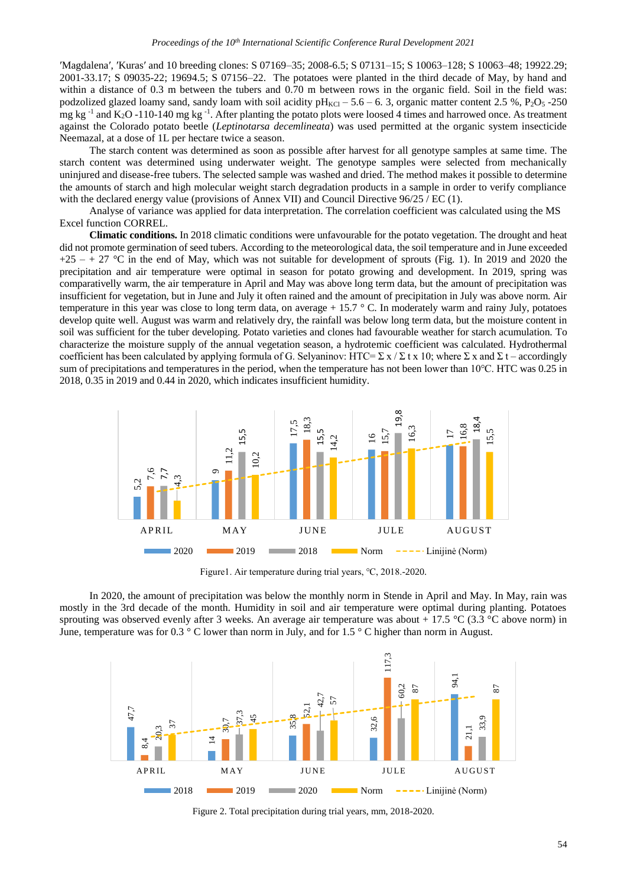′Magdalena′, ′Kuras′ and 10 breeding clones: S 07169–35; 2008-6.5; S 07131–15; S 10063–128; S 10063–48; 19922.29; 2001-33.17; S 09035-22; 19694.5; S 07156–22. The potatoes were planted in the third decade of May, by hand and within a distance of 0.3 m between the tubers and 0.70 m between rows in the organic field. Soil in the field was: podzolized glazed loamy sand, sandy loam with soil acidity $pH_{KCl}$ – 5.6 – 6. 3, organic matter content 2.5 %, $P_2O_5$ -250 mg $kg^{-1}$ and $K_2O$ -110-140 mg $kg^{-1}$. After planting the potato plots were loosed 4 times and harrowed once. As treatment against the Colorado potato beetle (*Leptinotarsa decemlineata*) was used permitted at the organic system insecticide Neemazal, at a dose of 1L per hectare twice a season.

The starch content was determined as soon as possible after harvest for all genotype samples at same time. The starch content was determined using underwater weight. The genotype samples were selected from mechanically uninjured and disease-free tubers. The selected sample was washed and dried. The method makes it possible to determine the amounts of starch and high molecular weight starch degradation products in a sample in order to verify compliance with the declared energy value (provisions of Annex VII) and Council Directive 96/25 / EC (1).

Analyse of variance was applied for data interpretation. The correlation coefficient was calculated using the MS Excel function CORREL.

**Climatic conditions.** In 2018 climatic conditions were unfavourable for the potato vegetation. The drought and heat did not promote germination of seed tubers. According to the meteorological data, the soil temperature and in June exceeded +25 – + 27 °C in the end of May, which was not suitable for development of sprouts (Fig. 1). In 2019 and 2020 the precipitation and air temperature were optimal in season for potato growing and development. In 2019, spring was comparatively warm, the air temperature in April and May was above long term data, but the amount of precipitation was insufficient for vegetation, but in June and July it often rained and the amount of precipitation in July was above norm. Air temperature in this year was close to long term data, on average + 15.7 ° C. In moderately warm and rainy July, potatoes develop quite well. August was warm and relatively dry, the rainfall was below long term data, but the moisture content in soil was sufficient for the tuber developing. Potato varieties and clones had favourable weather for starch acumulation. To characterize the moisture supply of the annual vegetation season, a hydrotemic coefficient was calculated. Hydrothermal coefficient has been calculated by applying formula of G. Selyaninov: $HTC = \Sigma x / \Sigma t \times 10$; where $\Sigma$ x and $\Sigma$ t – accordingly sum of precipitations and temperatures in the period, when the temperature has not been lower than 10°C. HTC was 0.25 in 2018, 0.35 in 2019 and 0.44 in 2020, which indicates insufficient humidity.

| Month | 2020 | 2019 | 2018 | Norm |
|---|---|---|---|---|
| APRIL | 5,2 | 7,6 | 7,7 | 4,3 |
| MAY | 9 | 11,2 | 15,5 | 10,2 |
| JUNE | 17,5 | 18,3 | 15,5 | 14,2 |
| JULE | 16 | 15,7 | 19,8 | 16,3 |
| AUGUST | 17 | 16,8 | 18,4 | 15,5 |

Figure1. Air temperature during trial years, °C, 2018.-2020.

In 2020, the amount of precipitation was below the monthly norm in Stende in April and May. In May, rain was mostly in the 3rd decade of the month. Humidity in soil and air temperature were optimal during planting. Potatoes sprouting was observed evenly after 3 weeks. An average air temperature was about + 17.5 °C (3.3 °C above norm) in June, temperature was for 0.3 ° C lower than norm in July, and for 1.5 ° C higher than norm in August.

| Month | 2018 | 2019 | 2020 | Norm |
|---|---|---|---|---|
| APRIL | 47,7 | 8,4 | 20,3 | 37 |
| MAY | 14 | 30,7 | 37,3 | 45 |
| JUNE | 35,8 | 52,1 | 42,7 | 57 |
| JULE | 32,6 | 117,3 | 60,2 | 87 |
| AUGUST | 94,1 | 21,1 | 33,9 | 87 |

Figure 2. Total precipitation during trial years, mm, 2018-2020.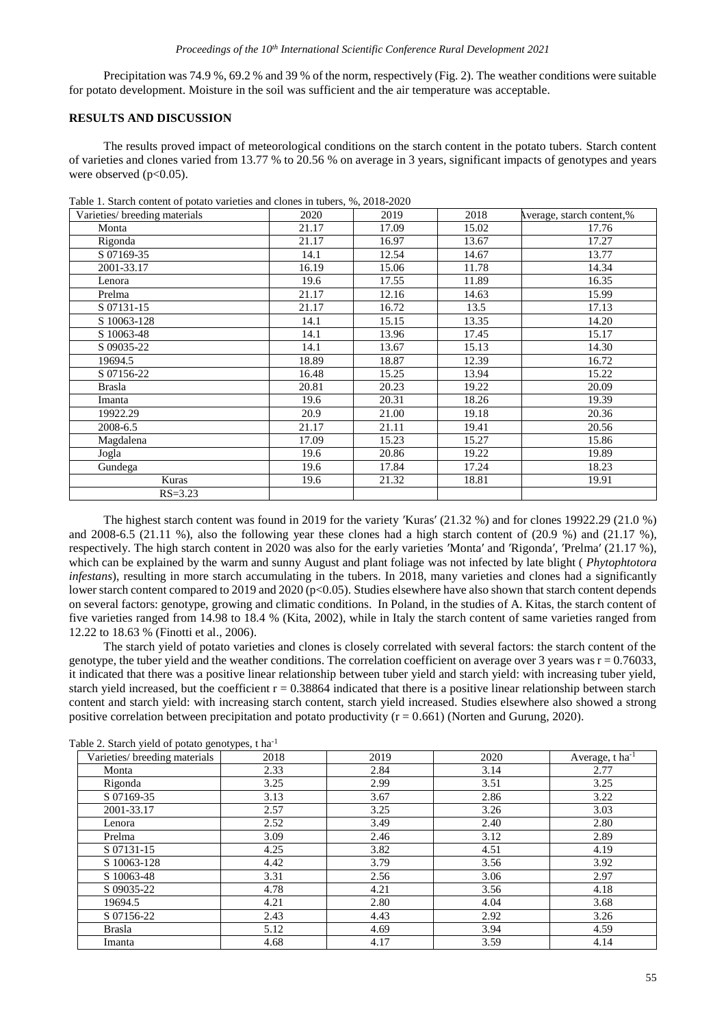Precipitation was 74.9 %, 69.2 % and 39 % of the norm, respectively (Fig. 2). The weather conditions were suitable for potato development. Moisture in the soil was sufficient and the air temperature was acceptable.

## RESULTS AND DISCUSSION

The results proved impact of meteorological conditions on the starch content in the potato tubers. Starch content of varieties and clones varied from 13.77 % to 20.56 % on average in 3 years, significant impacts of genotypes and years were observed ($p<0.05$).

Table 1. Starch content of potato varieties and clones in tubers, %, 2018-2020

| Varieties/ breeding materials | 2020 | 2019 | 2018 | Average, starch content,% |
|---|---|---|---|---|
| Monta | 21.17 | 17.09 | 15.02 | 17.76 |
| Rigonda | 21.17 | 16.97 | 13.67 | 17.27 |
| S 07169-35 | 14.1 | 12.54 | 14.67 | 13.77 |
| 2001-33.17 | 16.19 | 15.06 | 11.78 | 14.34 |
| Lenora | 19.6 | 17.55 | 11.89 | 16.35 |
| Prelma | 21.17 | 12.16 | 14.63 | 15.99 |
| S 07131-15 | 21.17 | 16.72 | 13.5 | 17.13 |
| S 10063-128 | 14.1 | 15.15 | 13.35 | 14.20 |
| S 10063-48 | 14.1 | 13.96 | 17.45 | 15.17 |
| S 09035-22 | 14.1 | 13.67 | 15.13 | 14.30 |
| 19694.5 | 18.89 | 18.87 | 12.39 | 16.72 |
| S 07156-22 | 16.48 | 15.25 | 13.94 | 15.22 |
| Brasla | 20.81 | 20.23 | 19.22 | 20.09 |
| Imanta | 19.6 | 20.31 | 18.26 | 19.39 |
| 19922.29 | 20.9 | 21.00 | 19.18 | 20.36 |
| 2008-6.5 | 21.17 | 21.11 | 19.41 | 20.56 |
| Magdalena | 17.09 | 15.23 | 15.27 | 15.86 |
| Jogla | 19.6 | 20.86 | 19.22 | 19.89 |
| Gundega | 19.6 | 17.84 | 17.24 | 18.23 |
| Kuras | 19.6 | 21.32 | 18.81 | 19.91 |
| RS=3.23 | | | | |

The highest starch content was found in 2019 for the variety ′Kuras′ (21.32 %) and for clones 19922.29 (21.0 %) and 2008-6.5 (21.11 %), also the following year these clones had a high starch content of (20.9 %) and (21.17 %), respectively. The high starch content in 2020 was also for the early varieties ′Monta′ and ′Rigonda′, ′Prelma′ (21.17 %), which can be explained by the warm and sunny August and plant foliage was not infected by late blight ( *Phytophtotora infestans*), resulting in more starch accumulating in the tubers. In 2018, many varieties and clones had a significantly lower starch content compared to 2019 and 2020 ($p<0.05$). Studies elsewhere have also shown that starch content depends on several factors: genotype, growing and climatic conditions. In Poland, in the studies of A. Kitas, the starch content of five varieties ranged from 14.98 to 18.4 % (Kita, 2002), while in Italy the starch content of same varieties ranged from 12.22 to 18.63 % (Finotti et al., 2006).

The starch yield of potato varieties and clones is closely correlated with several factors: the starch content of the genotype, the tuber yield and the weather conditions. The correlation coefficient on average over 3 years was $r = 0.76033$, it indicated that there was a positive linear relationship between tuber yield and starch yield: with increasing tuber yield, starch yield increased, but the coefficient $r = 0.38864$ indicated that there is a positive linear relationship between starch content and starch yield: with increasing starch content, starch yield increased. Studies elsewhere also showed a strong positive correlation between precipitation and potato productivity ($r = 0.661$) (Norten and Gurung, 2020).

Table 2. Starch yield of potato genotypes, t $ha^{-1}$

| Varieties/ breeding materials | 2018 | 2019 | 2020 | Average, t $ha^{-1}$ |
|---|---|---|---|---|
| Monta | 2.33 | 2.84 | 3.14 | 2.77 |
| Rigonda | 3.25 | 2.99 | 3.51 | 3.25 |
| S 07169-35 | 3.13 | 3.67 | 2.86 | 3.22 |
| 2001-33.17 | 2.57 | 3.25 | 3.26 | 3.03 |
| Lenora | 2.52 | 3.49 | 2.40 | 2.80 |
| Prelma | 3.09 | 2.46 | 3.12 | 2.89 |
| S 07131-15 | 4.25 | 3.82 | 4.51 | 4.19 |
| S 10063-128 | 4.42 | 3.79 | 3.56 | 3.92 |
| S 10063-48 | 3.31 | 2.56 | 3.06 | 2.97 |
| S 09035-22 | 4.78 | 4.21 | 3.56 | 4.18 |
| 19694.5 | 4.21 | 2.80 | 4.04 | 3.68 |
| S 07156-22 | 2.43 | 4.43 | 2.92 | 3.26 |
| Brasla | 5.12 | 4.69 | 3.94 | 4.59 |
| Imanta | 4.68 | 4.17 | 3.59 | 4.14 |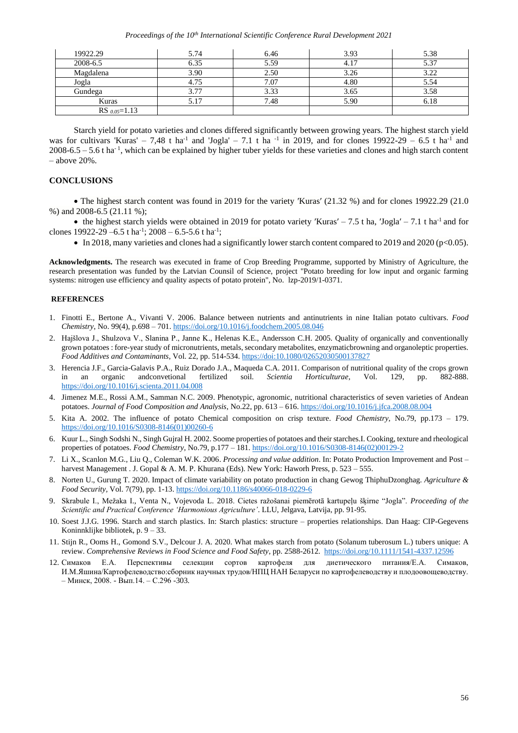| | | | | |
|---|---|---|---|---|
| 19922.29 | 5.74 | 6.46 | 3.93 | 5.38 |
| 2008-6.5 | 6.35 | 5.59 | 4.17 | 5.37 |
| Magdalena | 3.90 | 2.50 | 3.26 | 3.22 |
| Jogla | 4.75 | 7.07 | 4.80 | 5.54 |
| Gundega | 3.77 | 3.33 | 3.65 | 3.58 |
| Kuras | 5.17 | 7.48 | 5.90 | 6.18 |
| RS $_{0.05}$=1.13 | | | | |

Starch yield for potato varieties and clones differed significantly between growing years. The highest starch yield was for cultivars 'Kuras' – 7,48 t ha$^{-1}$ and 'Jogla' – 7.1 t ha $^{-1}$ in 2019, and for clones 19922-29 – 6.5 t ha$^{-1}$ and 2008-6.5 – 5.6 t ha$^{-1}$, which can be explained by higher tuber yields for these varieties and clones and high starch content – above 20%.

## CONCLUSIONS

- The highest starch content was found in 2019 for the variety ′Kuras′ (21.32 %) and for clones 19922.29 (21.0 %) and 2008-6.5 (21.11 %);
- the highest starch yields were obtained in 2019 for potato variety ′Kuras′ – 7.5 t ha, ′Jogla′ – 7.1 t ha$^{-1}$ and for clones 19922-29 –6.5 t ha$^{-1}$; 2008 – 6.5-5.6 t ha$^{-1}$;
- In 2018, many varieties and clones had a significantly lower starch content compared to 2019 and 2020 ($p<0.05$).

**Acknowledgments.** The research was executed in frame of Crop Breeding Programme, supported by Ministry of Agriculture, the research presentation was funded by the Latvian Counsil of Science, project "Potato breeding for low input and organic farming systems: nitrogen use efficiency and quality aspects of potato protein", No. lzp-2019/1-0371.

## REFERENCES

1. Finotti E., Bertone A., Vivanti V. 2006. Balance between nutrients and antinutrients in nine Italian potato cultivars. *Food Chemistry*, No. 99(4), p.698 – 701. https://doi.org/10.1016/j.foodchem.2005.08.046
2. Hajšlova J., Shulzova V., Slanina P., Janne K., Helenas K.E., Andersson C.H. 2005. Quality of organically and conventionally grown potatoes : fore-year study of micronutrients, metals, secondary metabolites, enzymaticbrowning and organoleptic properties. *Food Additives and Contaminants*, Vol. 22, pp. 514-534. https://doi:10.1080/02652030500137827
3. Herencia J.F., Garcia-Galavis P.A., Ruiz Dorado J.A., Maqueda C.A. 2011. Comparison of nutritional quality of the crops grown in an organic andconvetional fertilized soil. *Scientia Horticulturae*, Vol. 129, pp. 882-888. https://doi.org/10.1016/j.scienta.2011.04.008
4. Jimenez M.E., Rossi A.M., Samman N.C. 2009. Phenotypic, agronomic, nutritional characteristics of seven varieties of Andean potatoes. *Journal of Food Composition and Analysis*, No.22, pp. 613 – 616. https://doi.org/10.1016/j.jfca.2008.08.004
5. Kita A. 2002. The influence of potato Chemical composition on crisp texture. *Food Chemistry*, No.79, pp.173 – 179. https://doi.org/10.1016/S0308-8146(01)00260-6
6. Kuur L., Singh Sodshi N., Singh Gujral H. 2002. Soome properties of potatoes and their starches.I. Cooking, texture and rheological properties of potatoes. *Food Chemistry*, No.79, p.177 – 181. https://doi.org/10.1016/S0308-8146(02)00129-2
7. Li X., Scanlon M.G., Liu Q., Coleman W.K. 2006. *Processing and value addition*. In: Potato Production Improvement and Post – harvest Management . J. Gopal & A. M. P. Khurana (Eds). New York: Haworh Press, p. 523 – 555.
8. Norten U., Gurung T. 2020. Impact of climate variability on potato production in chang Gewog ThiphuDzonghag. *Agriculture & Food Security*, Vol. 7(79), pp. 1-13. https://doi.org/10.1186/s40066-018-0229-6
9. Skrabule I., Mežaka I., Venta N., Vojevoda L. 2018. Cietes ražošanai piemērotā kartupeļu šķirne "Jogla". *Proceeding of the Scientific and Practical Conference 'Harmonious Agriculture'*. LLU, Jelgava, Latvija, pp. 91-95.
10. Soest J.J.G. 1996. Starch and starch plastics. In: Starch plastics: structure – properties relationships. Dan Haag: CIP-Gegevens Koninnklijke bibliotek, p. 9 – 33.
11. Stijn R., Ooms H., Gomond S.V., Delcour J. A. 2020. What makes starch from potato (Solanum tuberosum L.) tubers unique: A review. *Comprehensive Reviews in Food Science and Food Safety*, pp. 2588-2612. https://doi.org/10.1111/1541-4337.12596
12. Симаков Е.А. Перспективы селекции сортов картофеля для диетического питания/Е.А. Симаков, И.М.Яшина/Картофелеводство:сборник научных трудов/НПЦ НАН Беларуси по картофелеводству и плодоовощеводству. – Минск, 2008. - Вып.14. – С.296 -303.